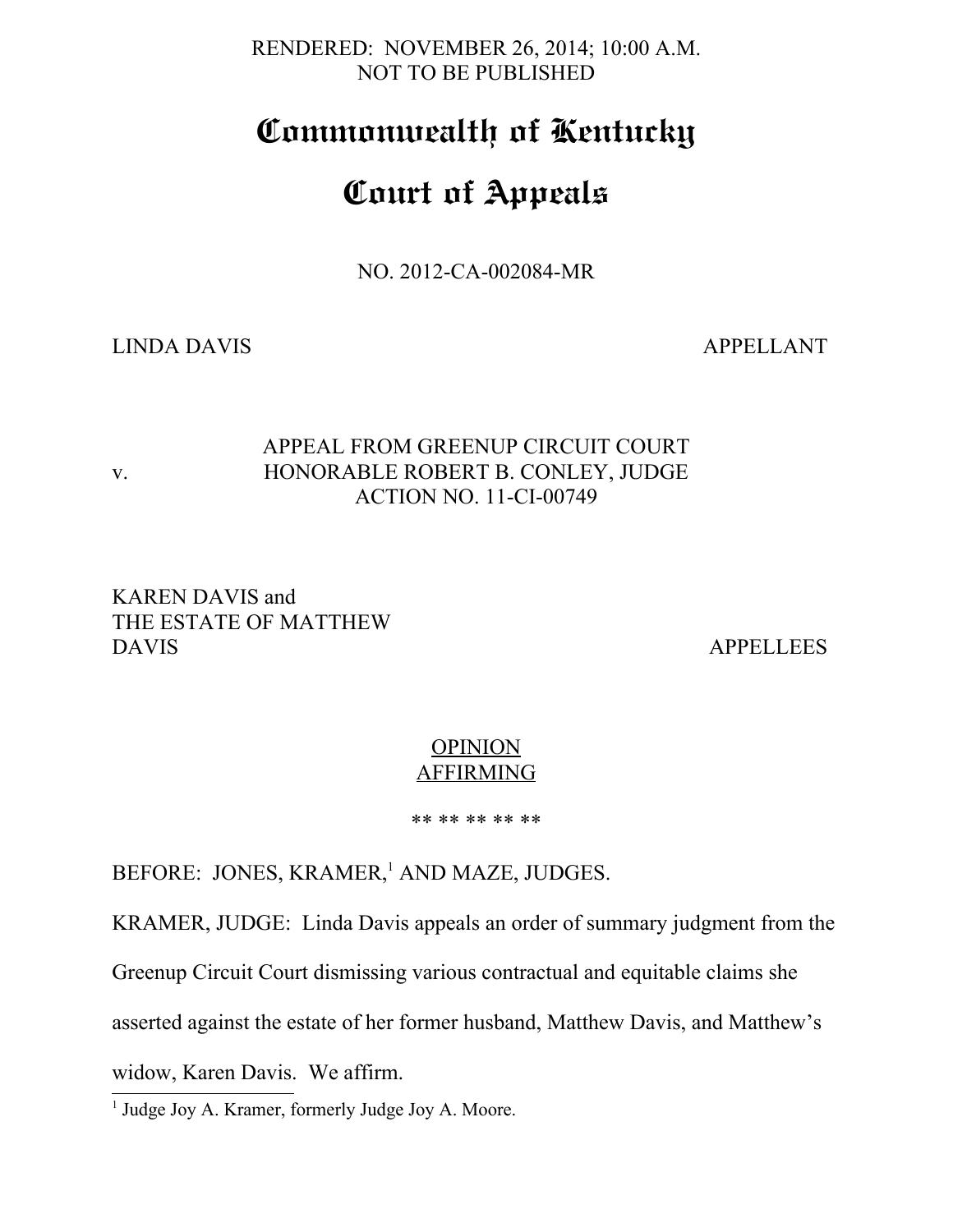RENDERED: NOVEMBER 26, 2014; 10:00 A.M.
NOT TO BE PUBLISHED

# Commonwealth of Kentucky

# Court of Appeals

NO. 2012-CA-002084-MR

LINDA DAVIS APPELLANT

v.

APPEAL FROM GREENUP CIRCUIT COURT
HONORABLE ROBERT B. CONLEY, JUDGE
ACTION NO. 11-CI-00749

KAREN DAVIS and
THE ESTATE OF MATTHEW
DAVIS APPELLEES

OPINION
AFFIRMING

** ** ** ** **

BEFORE: JONES, KRAMER,[1] AND MAZE, JUDGES.

KRAMER, JUDGE: Linda Davis appeals an order of summary judgment from the Greenup Circuit Court dismissing various contractual and equitable claims she asserted against the estate of her former husband, Matthew Davis, and Matthew's widow, Karen Davis. We affirm.

[1] Judge Joy A. Kramer, formerly Judge Joy A. Moore.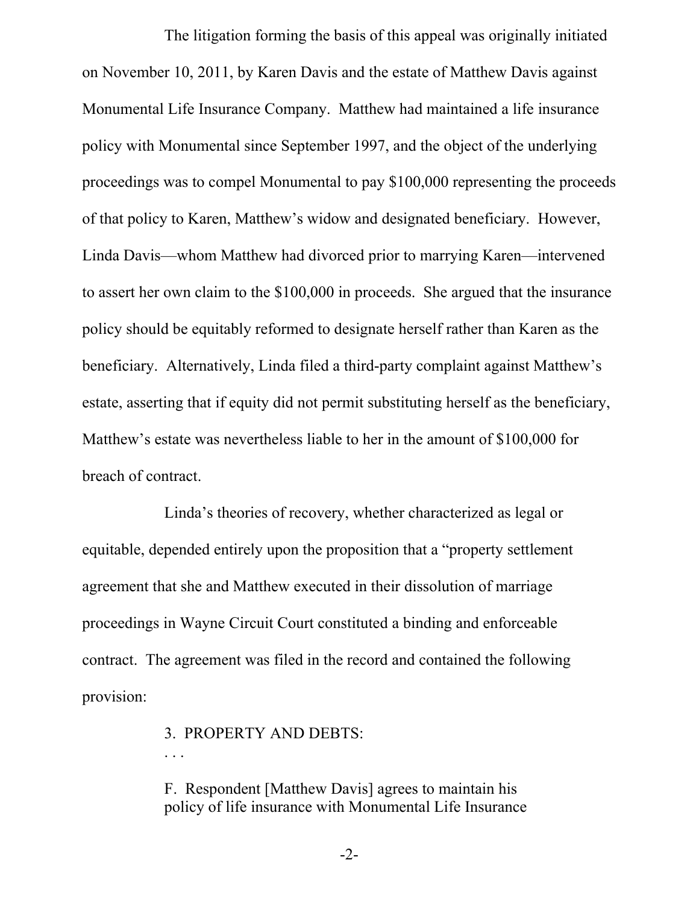The litigation forming the basis of this appeal was originally initiated on November 10, 2011, by Karen Davis and the estate of Matthew Davis against Monumental Life Insurance Company. Matthew had maintained a life insurance policy with Monumental since September 1997, and the object of the underlying proceedings was to compel Monumental to pay $100,000 representing the proceeds of that policy to Karen, Matthew's widow and designated beneficiary. However, Linda Davis—whom Matthew had divorced prior to marrying Karen—intervened to assert her own claim to the $100,000 in proceeds. She argued that the insurance policy should be equitably reformed to designate herself rather than Karen as the beneficiary. Alternatively, Linda filed a third-party complaint against Matthew's estate, asserting that if equity did not permit substituting herself as the beneficiary, Matthew's estate was nevertheless liable to her in the amount of $100,000 for breach of contract.

Linda's theories of recovery, whether characterized as legal or equitable, depended entirely upon the proposition that a "property settlement agreement that she and Matthew executed in their dissolution of marriage proceedings in Wayne Circuit Court constituted a binding and enforceable contract. The agreement was filed in the record and contained the following provision:

> 3. PROPERTY AND DEBTS:
>
> . . .
>
> F. Respondent [Matthew Davis] agrees to maintain his policy of life insurance with Monumental Life Insurance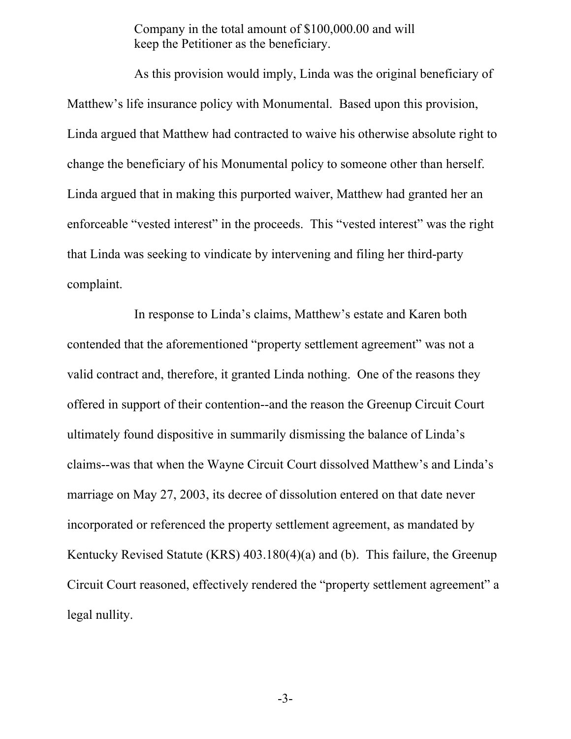> Company in the total amount of $100,000.00 and will keep the Petitioner as the beneficiary.

As this provision would imply, Linda was the original beneficiary of Matthew's life insurance policy with Monumental. Based upon this provision, Linda argued that Matthew had contracted to waive his otherwise absolute right to change the beneficiary of his Monumental policy to someone other than herself. Linda argued that in making this purported waiver, Matthew had granted her an enforceable "vested interest" in the proceeds. This "vested interest" was the right that Linda was seeking to vindicate by intervening and filing her third-party complaint.

In response to Linda's claims, Matthew's estate and Karen both contended that the aforementioned "property settlement agreement" was not a valid contract and, therefore, it granted Linda nothing. One of the reasons they offered in support of their contention--and the reason the Greenup Circuit Court ultimately found dispositive in summarily dismissing the balance of Linda's claims--was that when the Wayne Circuit Court dissolved Matthew's and Linda's marriage on May 27, 2003, its decree of dissolution entered on that date never incorporated or referenced the property settlement agreement, as mandated by Kentucky Revised Statute (KRS) 403.180(4)(a) and (b). This failure, the Greenup Circuit Court reasoned, effectively rendered the "property settlement agreement" a legal nullity.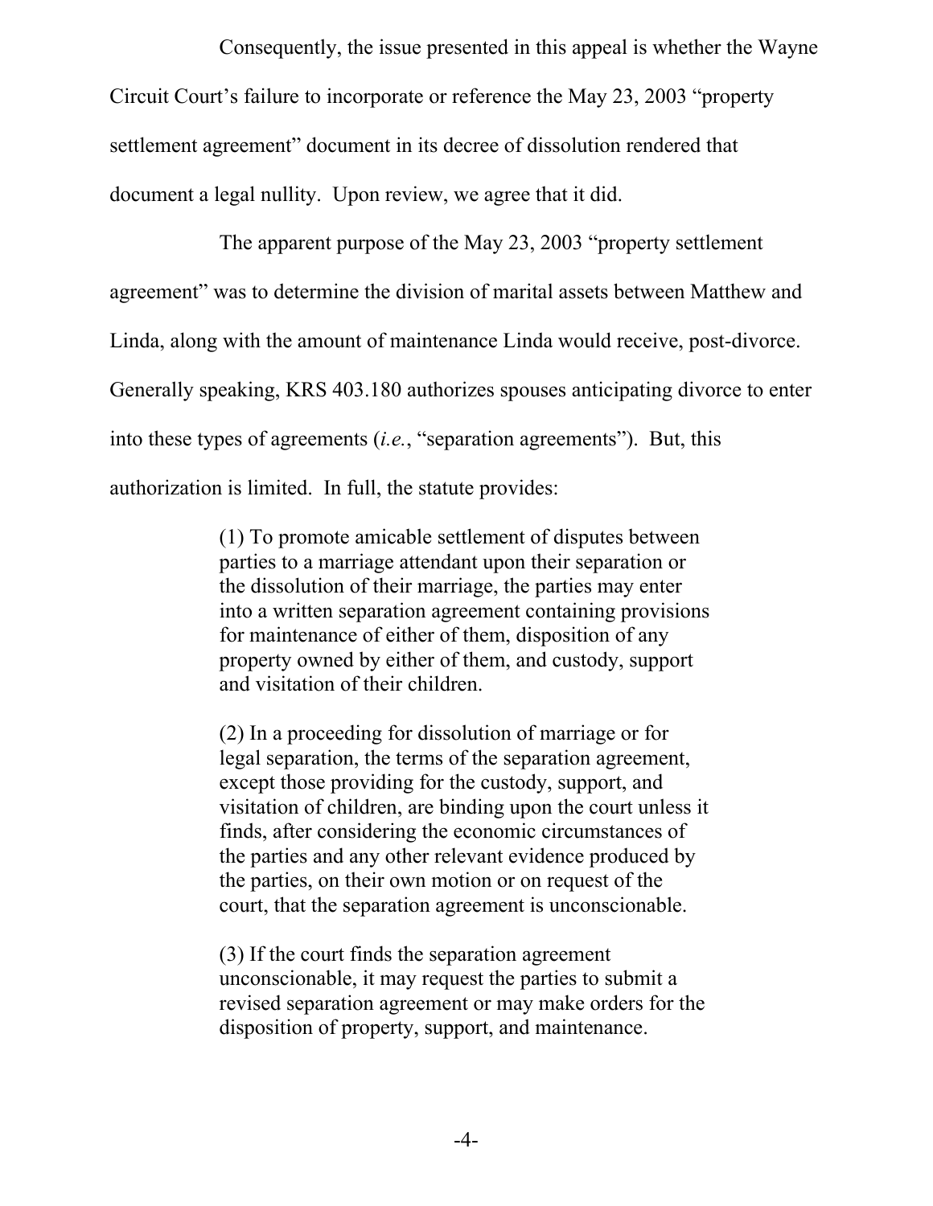Consequently, the issue presented in this appeal is whether the Wayne Circuit Court's failure to incorporate or reference the May 23, 2003 "property settlement agreement" document in its decree of dissolution rendered that document a legal nullity. Upon review, we agree that it did.

The apparent purpose of the May 23, 2003 "property settlement agreement" was to determine the division of marital assets between Matthew and Linda, along with the amount of maintenance Linda would receive, post-divorce. Generally speaking, KRS 403.180 authorizes spouses anticipating divorce to enter into these types of agreements (*i.e.*, "separation agreements"). But, this authorization is limited. In full, the statute provides:

> (1) To promote amicable settlement of disputes between parties to a marriage attendant upon their separation or the dissolution of their marriage, the parties may enter into a written separation agreement containing provisions for maintenance of either of them, disposition of any property owned by either of them, and custody, support and visitation of their children.
>
> (2) In a proceeding for dissolution of marriage or for legal separation, the terms of the separation agreement, except those providing for the custody, support, and visitation of children, are binding upon the court unless it finds, after considering the economic circumstances of the parties and any other relevant evidence produced by the parties, on their own motion or on request of the court, that the separation agreement is unconscionable.
>
> (3) If the court finds the separation agreement unconscionable, it may request the parties to submit a revised separation agreement or may make orders for the disposition of property, support, and maintenance.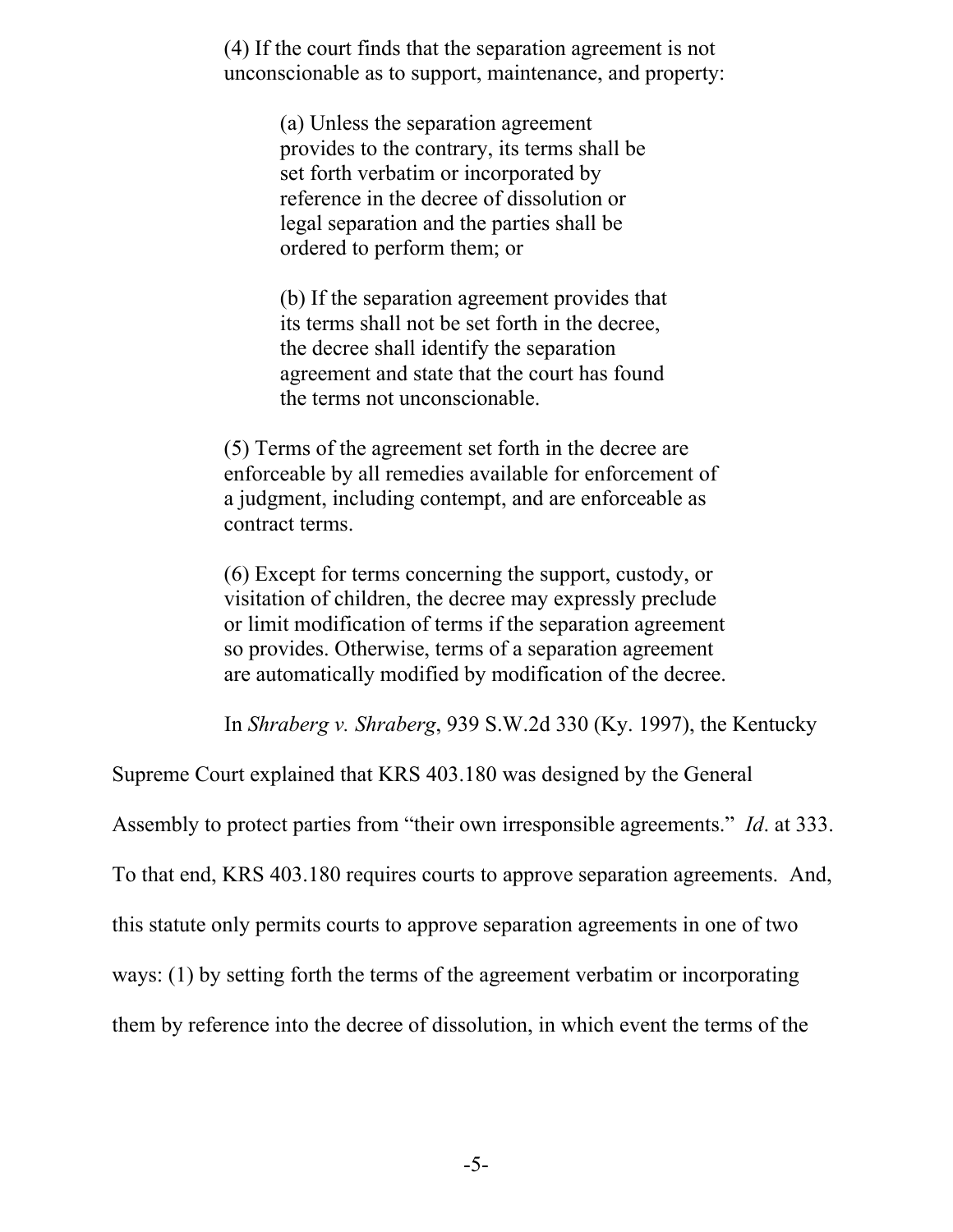> (4) If the court finds that the separation agreement is not unconscionable as to support, maintenance, and property:
>
> > (a) Unless the separation agreement provides to the contrary, its terms shall be set forth verbatim or incorporated by reference in the decree of dissolution or legal separation and the parties shall be ordered to perform them; or
> >
> > (b) If the separation agreement provides that its terms shall not be set forth in the decree, the decree shall identify the separation agreement and state that the court has found the terms not unconscionable.
>
> (5) Terms of the agreement set forth in the decree are enforceable by all remedies available for enforcement of a judgment, including contempt, and are enforceable as contract terms.
>
> (6) Except for terms concerning the support, custody, or visitation of children, the decree may expressly preclude or limit modification of terms if the separation agreement so provides. Otherwise, terms of a separation agreement are automatically modified by modification of the decree.

In *Shraberg v. Shraberg*, 939 S.W.2d 330 (Ky. 1997), the Kentucky Supreme Court explained that KRS 403.180 was designed by the General Assembly to protect parties from "their own irresponsible agreements." *Id*. at 333. To that end, KRS 403.180 requires courts to approve separation agreements. And, this statute only permits courts to approve separation agreements in one of two ways: (1) by setting forth the terms of the agreement verbatim or incorporating them by reference into the decree of dissolution, in which event the terms of the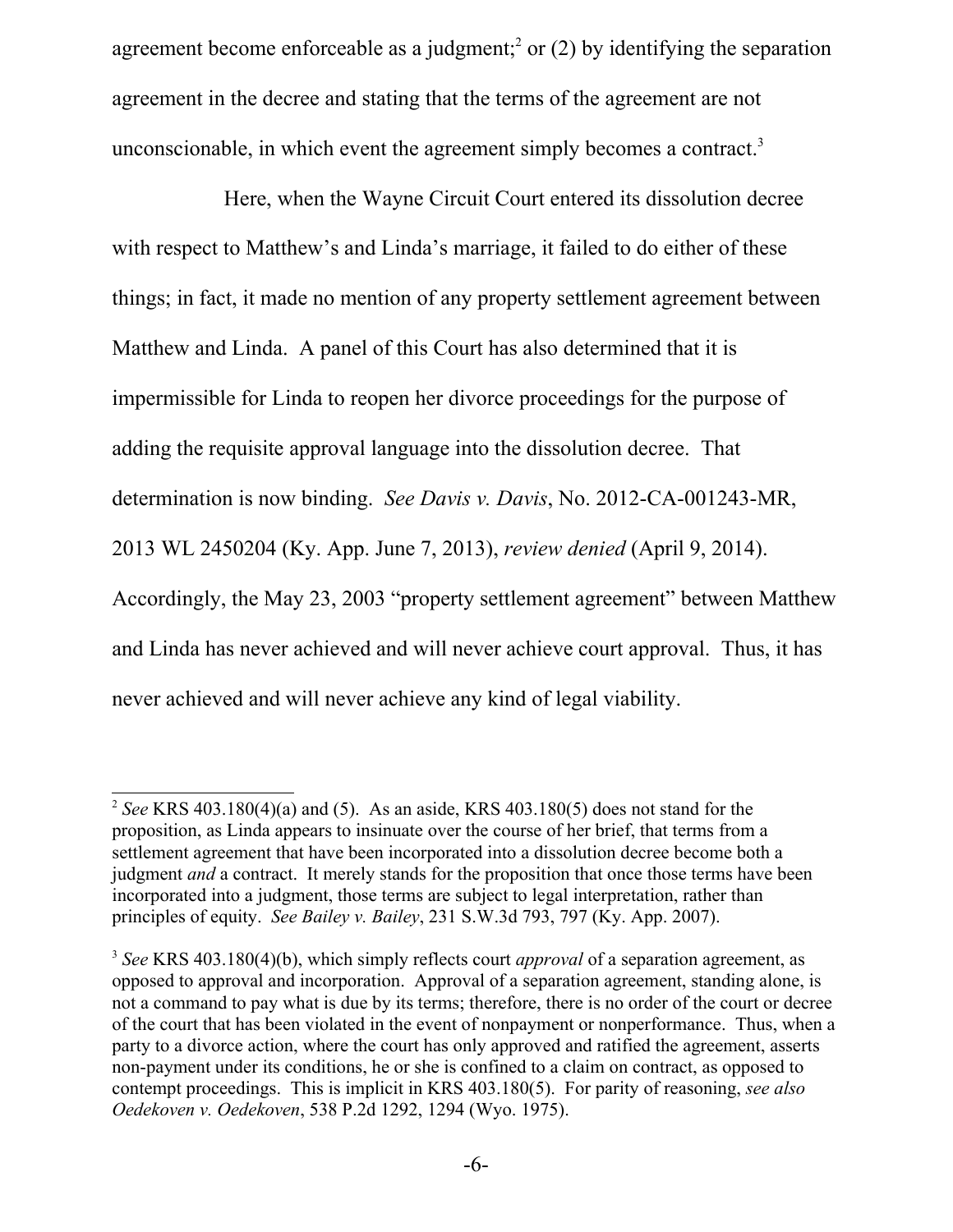agreement become enforceable as a judgment;[2] or (2) by identifying the separation agreement in the decree and stating that the terms of the agreement are not unconscionable, in which event the agreement simply becomes a contract.[3]

Here, when the Wayne Circuit Court entered its dissolution decree with respect to Matthew's and Linda's marriage, it failed to do either of these things; in fact, it made no mention of any property settlement agreement between Matthew and Linda. A panel of this Court has also determined that it is impermissible for Linda to reopen her divorce proceedings for the purpose of adding the requisite approval language into the dissolution decree. That determination is now binding. *See Davis v. Davis*, No. 2012-CA-001243-MR, 2013 WL 2450204 (Ky. App. June 7, 2013), *review denied* (April 9, 2014). Accordingly, the May 23, 2003 "property settlement agreement" between Matthew and Linda has never achieved and will never achieve court approval. Thus, it has never achieved and will never achieve any kind of legal viability.

---

[2] *See* KRS 403.180(4)(a) and (5). As an aside, KRS 403.180(5) does not stand for the proposition, as Linda appears to insinuate over the course of her brief, that terms from a settlement agreement that have been incorporated into a dissolution decree become both a judgment *and* a contract. It merely stands for the proposition that once those terms have been incorporated into a judgment, those terms are subject to legal interpretation, rather than principles of equity. *See Bailey v. Bailey*, 231 S.W.3d 793, 797 (Ky. App. 2007).

[3] *See* KRS 403.180(4)(b), which simply reflects court *approval* of a separation agreement, as opposed to approval and incorporation. Approval of a separation agreement, standing alone, is not a command to pay what is due by its terms; therefore, there is no order of the court or decree of the court that has been violated in the event of nonpayment or nonperformance. Thus, when a party to a divorce action, where the court has only approved and ratified the agreement, asserts non-payment under its conditions, he or she is confined to a claim on contract, as opposed to contempt proceedings. This is implicit in KRS 403.180(5). For parity of reasoning, *see also Oedekoven v. Oedekoven*, 538 P.2d 1292, 1294 (Wyo. 1975).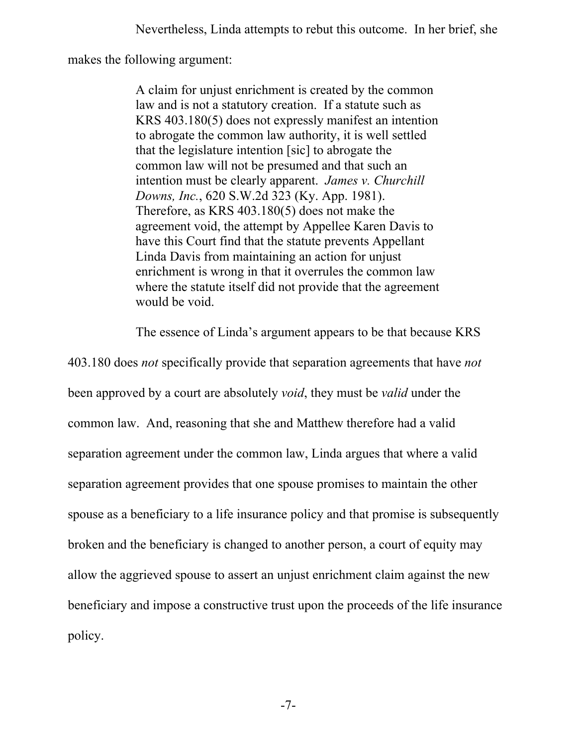Nevertheless, Linda attempts to rebut this outcome. In her brief, she makes the following argument:

> A claim for unjust enrichment is created by the common law and is not a statutory creation. If a statute such as KRS 403.180(5) does not expressly manifest an intention to abrogate the common law authority, it is well settled that the legislature intention [sic] to abrogate the common law will not be presumed and that such an intention must be clearly apparent. *James v. Churchill Downs, Inc.*, 620 S.W.2d 323 (Ky. App. 1981). Therefore, as KRS 403.180(5) does not make the agreement void, the attempt by Appellee Karen Davis to have this Court find that the statute prevents Appellant Linda Davis from maintaining an action for unjust enrichment is wrong in that it overrules the common law where the statute itself did not provide that the agreement would be void.

The essence of Linda's argument appears to be that because KRS 403.180 does *not* specifically provide that separation agreements that have *not* been approved by a court are absolutely *void*, they must be *valid* under the common law. And, reasoning that she and Matthew therefore had a valid separation agreement under the common law, Linda argues that where a valid separation agreement provides that one spouse promises to maintain the other spouse as a beneficiary to a life insurance policy and that promise is subsequently broken and the beneficiary is changed to another person, a court of equity may allow the aggrieved spouse to assert an unjust enrichment claim against the new beneficiary and impose a constructive trust upon the proceeds of the life insurance policy.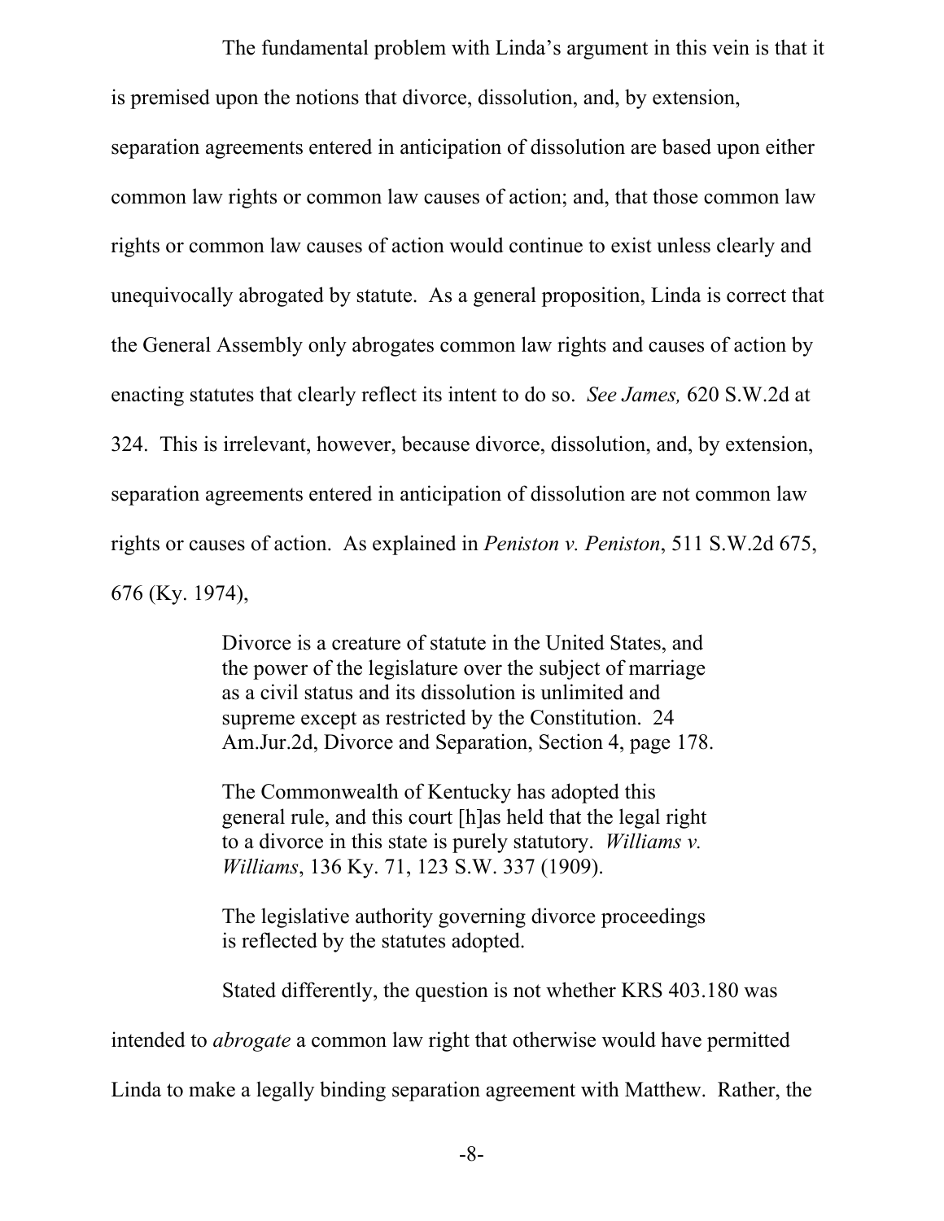The fundamental problem with Linda's argument in this vein is that it is premised upon the notions that divorce, dissolution, and, by extension, separation agreements entered in anticipation of dissolution are based upon either common law rights or common law causes of action; and, that those common law rights or common law causes of action would continue to exist unless clearly and unequivocally abrogated by statute. As a general proposition, Linda is correct that the General Assembly only abrogates common law rights and causes of action by enacting statutes that clearly reflect its intent to do so. *See James,* 620 S.W.2d at 324. This is irrelevant, however, because divorce, dissolution, and, by extension, separation agreements entered in anticipation of dissolution are not common law rights or causes of action. As explained in *Peniston v. Peniston*, 511 S.W.2d 675, 676 (Ky. 1974),

> Divorce is a creature of statute in the United States, and the power of the legislature over the subject of marriage as a civil status and its dissolution is unlimited and supreme except as restricted by the Constitution. 24 Am.Jur.2d, Divorce and Separation, Section 4, page 178.
>
> The Commonwealth of Kentucky has adopted this general rule, and this court [h]as held that the legal right to a divorce in this state is purely statutory. *Williams v. Williams*, 136 Ky. 71, 123 S.W. 337 (1909).
>
> The legislative authority governing divorce proceedings is reflected by the statutes adopted.

Stated differently, the question is not whether KRS 403.180 was intended to *abrogate* a common law right that otherwise would have permitted Linda to make a legally binding separation agreement with Matthew. Rather, the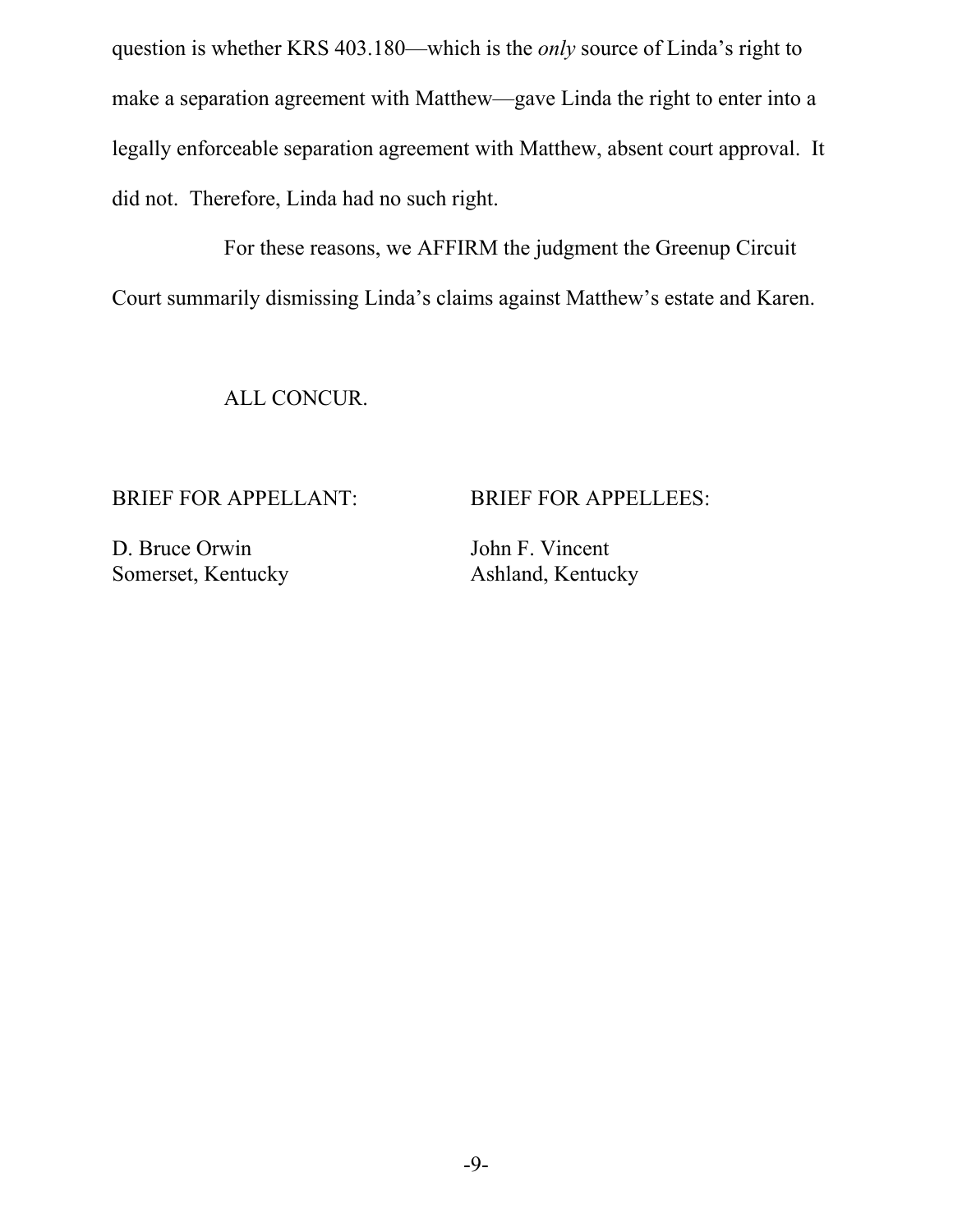question is whether KRS 403.180—which is the *only* source of Linda's right to make a separation agreement with Matthew—gave Linda the right to enter into a legally enforceable separation agreement with Matthew, absent court approval. It did not. Therefore, Linda had no such right.

For these reasons, we AFFIRM the judgment the Greenup Circuit Court summarily dismissing Linda's claims against Matthew's estate and Karen.

ALL CONCUR.

BRIEF FOR APPELLANT:

D. Bruce Orwin
Somerset, Kentucky

BRIEF FOR APPELLEES:

John F. Vincent
Ashland, Kentucky